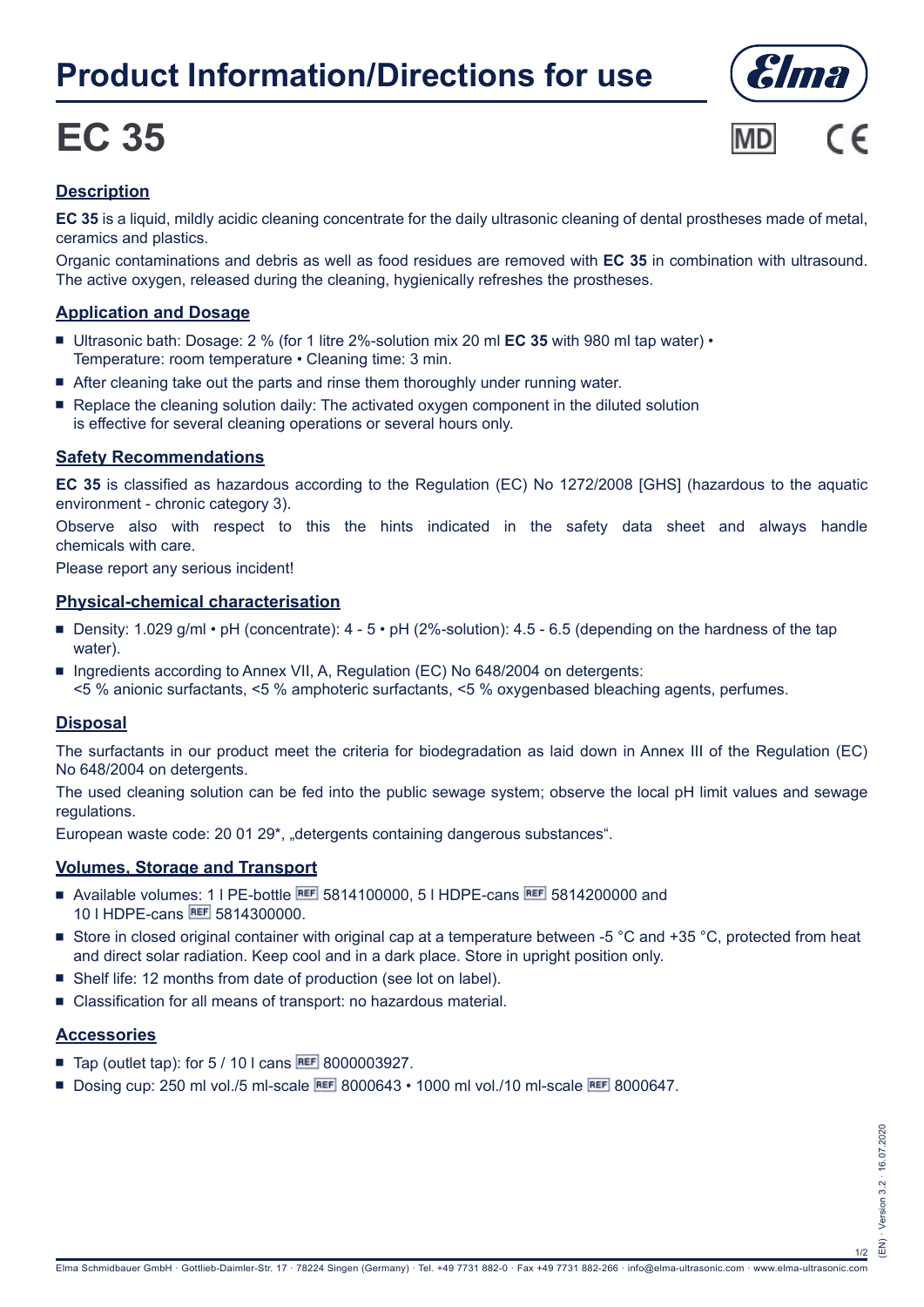# Product Information/Directions for use

# EC 35

## Description

**EC 35** is a liquid, mildly acidic cleaning concentrate for the daily ultrasonic cleaning of dental prostheses made of metal, ceramics and plastics.

Organic contaminations and debris as well as food residues are removed with **EC 35** in combination with ultrasound. The active oxygen, released during the cleaning, hygienically refreshes the prostheses.

## Application and Dosage

- Ultrasonic bath: Dosage: 2 % (for 1 litre 2%-solution mix 20 ml **EC 35** with 980 ml tap water) • Temperature: room temperature • Cleaning time: 3 min.
- After cleaning take out the parts and rinse them thoroughly under running water.
- Replace the cleaning solution daily: The activated oxygen component in the diluted solution is effective for several cleaning operations or several hours only.

## Safety Recommendations

**EC 35** is classified as hazardous according to the Regulation (EC) No 1272/2008 [GHS] (hazardous to the aquatic environment - chronic category 3).

Observe also with respect to this the hints indicated in the safety data sheet and always handle chemicals with care.

Please report any serious incident!

## Physical-chemical characterisation

- Density: 1.029 g/ml • pH (concentrate): 4 - 5 • pH (2%-solution): 4.5 - 6.5 (depending on the hardness of the tap water).
- Ingredients according to Annex VII, A, Regulation (EC) No 648/2004 on detergents: <5 % anionic surfactants, <5 % amphoteric surfactants, <5 % oxygenbased bleaching agents, perfumes.

## Disposal

The surfactants in our product meet the criteria for biodegradation as laid down in Annex III of the Regulation (EC) No 648/2004 on detergents.

The used cleaning solution can be fed into the public sewage system; observe the local pH limit values and sewage regulations.

European waste code: 20 01 29*, „detergents containing dangerous substances“.

## Volumes, Storage and Transport

- Available volumes: 1 l PE-bottle REF 5814100000, 5 l HDPE-cans REF 5814200000 and 10 l HDPE-cans REF 5814300000.
- Store in closed original container with original cap at a temperature between -5 °C and +35 °C, protected from heat and direct solar radiation. Keep cool and in a dark place. Store in upright position only.
- Shelf life: 12 months from date of production (see lot on label).
- Classification for all means of transport: no hazardous material.

## Accessories

- Tap (outlet tap): for 5 / 10 l cans REF 8000003927.
- Dosing cup: 250 ml vol./5 ml-scale REF 8000643 • 1000 ml vol./10 ml-scale REF 8000647.

(EN) · Version 3.2 · 16.07.2020

Elma Schmidbauer GmbH · Gottlieb-Daimler-Str. 17 · 78224 Singen (Germany) · Tel. +49 7731 882-0 · Fax +49 7731 882-266 · info@elma-ultrasonic.com · www.elma-ultrasonic.com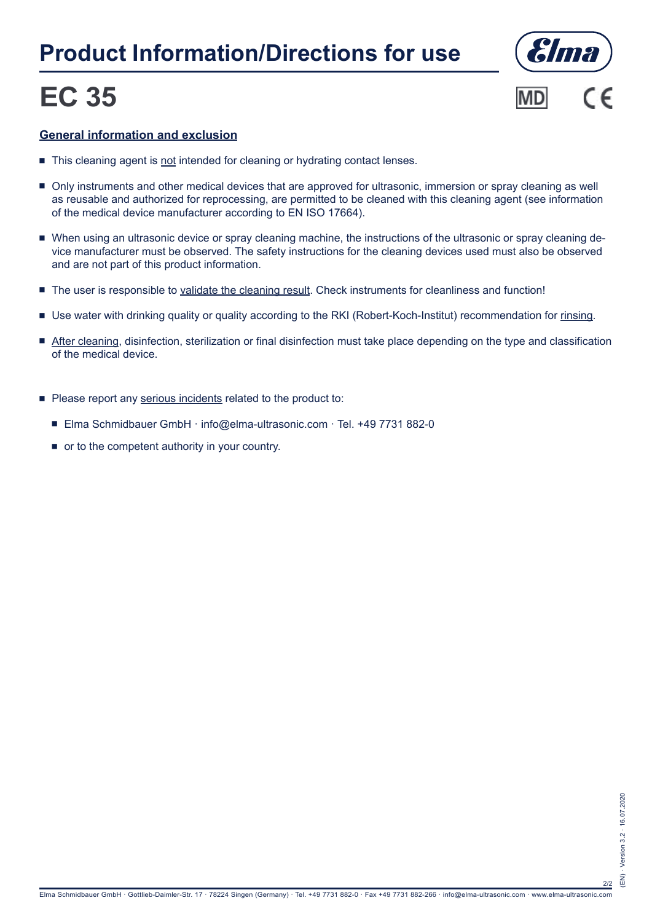# Product Information/Directions for use

# EC 35

MD CE

**General information and exclusion**

- This cleaning agent is not intended for cleaning or hydrating contact lenses.
- Only instruments and other medical devices that are approved for ultrasonic, immersion or spray cleaning as well as reusable and authorized for reprocessing, are permitted to be cleaned with this cleaning agent (see information of the medical device manufacturer according to EN ISO 17664).
- When using an ultrasonic device or spray cleaning machine, the instructions of the ultrasonic or spray cleaning device manufacturer must be observed. The safety instructions for the cleaning devices used must also be observed and are not part of this product information.
- The user is responsible to validate the cleaning result. Check instruments for cleanliness and function!
- Use water with drinking quality or quality according to the RKI (Robert-Koch-Institut) recommendation for rinsing.
- After cleaning, disinfection, sterilization or final disinfection must take place depending on the type and classification of the medical device.
- Please report any serious incidents related to the product to:
  - Elma Schmidbauer GmbH · info@elma-ultrasonic.com · Tel. +49 7731 882-0
  - or to the competent authority in your country.

(EN) · Version 3.2 · 16.07.2020

Elma Schmidbauer GmbH · Gottlieb-Daimler-Str. 17 · 78224 Singen (Germany) · Tel. +49 7731 882-0 · Fax +49 7731 882-266 · info@elma-ultrasonic.com · www.elma-ultrasonic.com